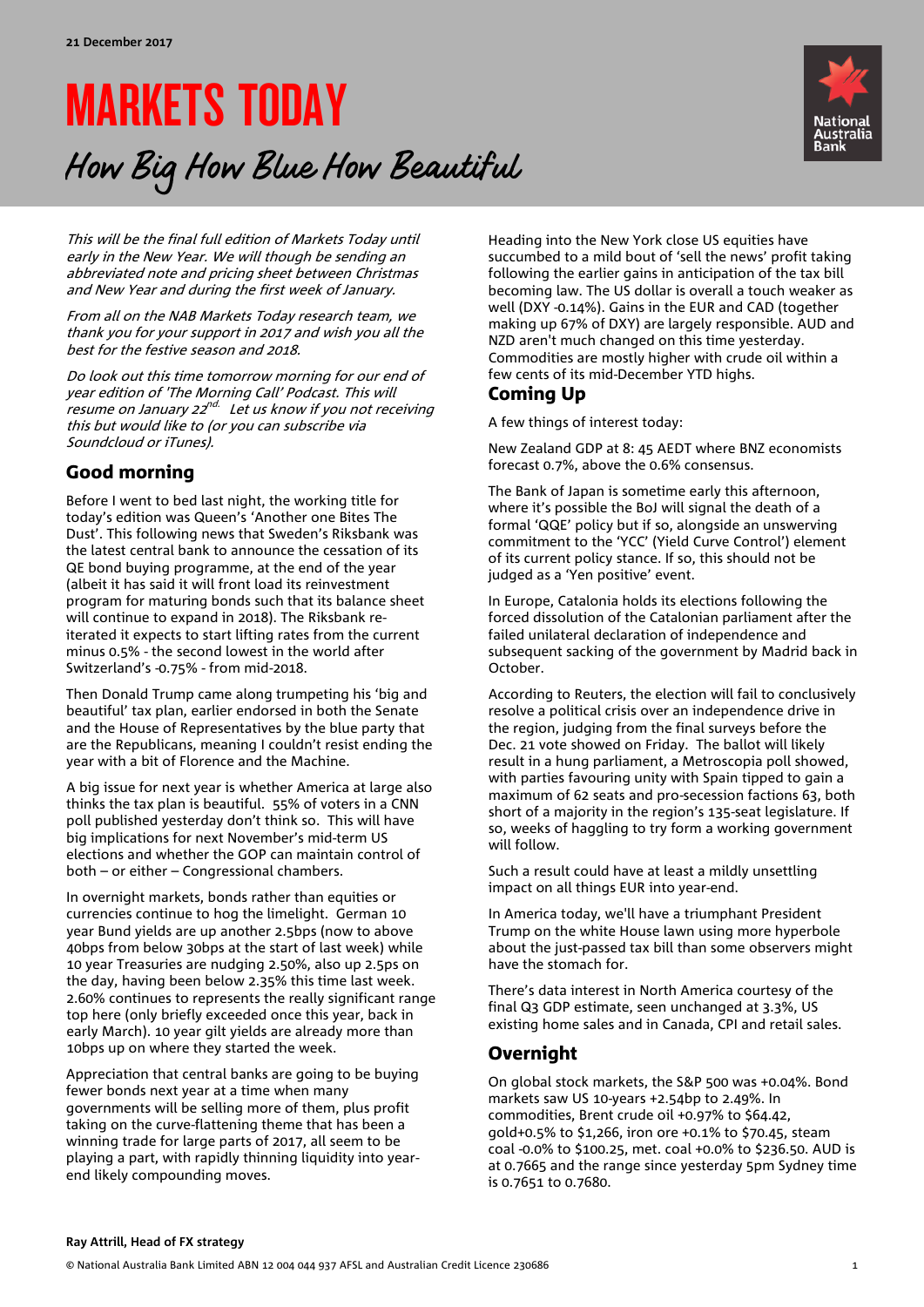21 December 2017

# MARKETS TODAY

## How Big How Blue How Beautiful

*This will be the final full edition of Markets Today until early in the New Year. We will though be sending an abbreviated note and pricing sheet between Christmas and New Year and during the first week of January.*

*From all on the NAB Markets Today research team, we thank you for your support in 2017 and wish you all the best for the festive season and 2018.*

*Do look out this time tomorrow morning for our end of year edition of 'The Morning Call' Podcast. This will resume on January 22nd. Let us know if you not receiving this but would like to (or you can subscribe via Soundcloud or iTunes).*

## Good morning

Before I went to bed last night, the working title for today's edition was Queen's 'Another one Bites The Dust'. This following news that Sweden's Riksbank was the latest central bank to announce the cessation of its QE bond buying programme, at the end of the year (albeit it has said it will front load its reinvestment program for maturing bonds such that its balance sheet will continue to expand in 2018). The Riksbank re-iterated it expects to start lifting rates from the current minus 0.5% - the second lowest in the world after Switzerland's -0.75% - from mid-2018.

Then Donald Trump came along trumpeting his 'big and beautiful' tax plan, earlier endorsed in both the Senate and the House of Representatives by the blue party that are the Republicans, meaning I couldn't resist ending the year with a bit of Florence and the Machine.

A big issue for next year is whether America at large also thinks the tax plan is beautiful. 55% of voters in a CNN poll published yesterday don't think so. This will have big implications for next November's mid-term US elections and whether the GOP can maintain control of both – or either – Congressional chambers.

In overnight markets, bonds rather than equities or currencies continue to hog the limelight. German 10 year Bund yields are up another 2.5bps (now to above 40bps from below 30bps at the start of last week) while 10 year Treasuries are nudging 2.50%, also up 2.5ps on the day, having been below 2.35% this time last week. 2.60% continues to represents the really significant range top here (only briefly exceeded once this year, back in early March). 10 year gilt yields are already more than 10bps up on where they started the week.

Appreciation that central banks are going to be buying fewer bonds next year at a time when many governments will be selling more of them, plus profit taking on the curve-flattening theme that has been a winning trade for large parts of 2017, all seem to be playing a part, with rapidly thinning liquidity into year-end likely compounding moves.

Heading into the New York close US equities have succumbed to a mild bout of 'sell the news' profit taking following the earlier gains in anticipation of the tax bill becoming law. The US dollar is overall a touch weaker as well (DXY -0.14%). Gains in the EUR and CAD (together making up 67% of DXY) are largely responsible. AUD and NZD aren't much changed on this time yesterday. Commodities are mostly higher with crude oil within a few cents of its mid-December YTD highs.

## Coming Up

A few things of interest today:

New Zealand GDP at 8: 45 AEDT where BNZ economists forecast 0.7%, above the 0.6% consensus.

The Bank of Japan is sometime early this afternoon, where it's possible the BoJ will signal the death of a formal 'QQE' policy but if so, alongside an unswerving commitment to the 'YCC' (Yield Curve Control') element of its current policy stance. If so, this should not be judged as a 'Yen positive' event.

In Europe, Catalonia holds its elections following the forced dissolution of the Catalonian parliament after the failed unilateral declaration of independence and subsequent sacking of the government by Madrid back in October.

According to Reuters, the election will fail to conclusively resolve a political crisis over an independence drive in the region, judging from the final surveys before the Dec. 21 vote showed on Friday. The ballot will likely result in a hung parliament, a Metroscopia poll showed, with parties favouring unity with Spain tipped to gain a maximum of 62 seats and pro-secession factions 63, both short of a majority in the region's 135-seat legislature. If so, weeks of haggling to try form a working government will follow.

Such a result could have at least a mildly unsettling impact on all things EUR into year-end.

In America today, we'll have a triumphant President Trump on the white House lawn using more hyperbole about the just-passed tax bill than some observers might have the stomach for.

There's data interest in North America courtesy of the final Q3 GDP estimate, seen unchanged at 3.3%, US existing home sales and in Canada, CPI and retail sales.

## Overnight

On global stock markets, the S&P 500 was +0.04%. Bond markets saw US 10-years +2.54bp to 2.49%. In commodities, Brent crude oil +0.97% to $64.42, gold+0.5% to $1,266, iron ore +0.1% to $70.45, steam coal -0.0% to $100.25, met. coal +0.0% to $236.50. AUD is at 0.7665 and the range since yesterday 5pm Sydney time is 0.7651 to 0.7680.

**Ray Attrill, Head of FX strategy**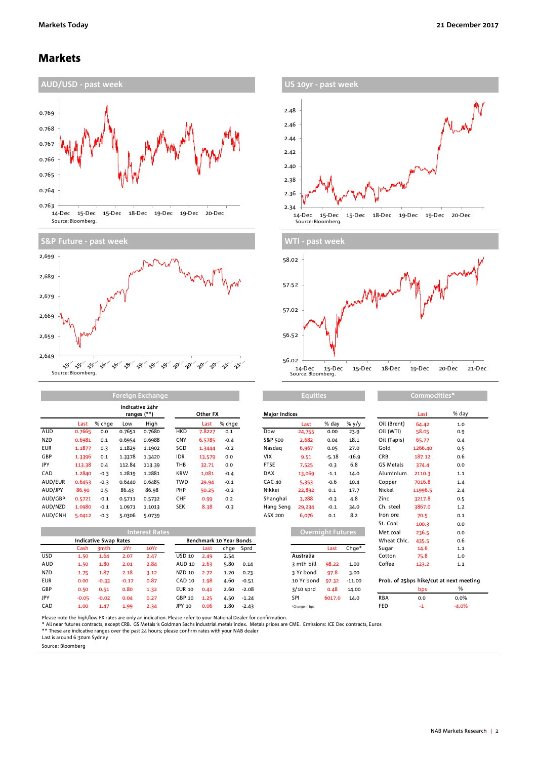# Markets

## AUD/USD - past week

Source: Bloomberg.

## US 10yr - past week

Source: Bloomberg.

## S&P Future - past week

Source: Bloomberg.

## WTI - past week

Source: Bloomberg.

### Foreign Exchange

| | | | Indicative 24hr ranges (**) | | | Other FX | |
|---|---|---|---|---|---|---|---|
| | Last | % chge | Low | High | | Last | % chge |
| AUD | 0.7665 | 0.0 | 0.7651 | 0.7680 | HKD | 7.8227 | 0.1 |
| NZD | 0.6981 | 0.1 | 0.6954 | 0.6988 | CNY | 6.5785 | -0.4 |
| EUR | 1.1877 | 0.3 | 1.1829 | 1.1902 | SGD | 1.3444 | -0.2 |
| GBP | 1.3396 | 0.1 | 1.3378 | 1.3420 | IDR | 13,579 | 0.0 |
| JPY | 113.38 | 0.4 | 112.84 | 113.39 | THB | 32.71 | 0.0 |
| CAD | 1.2840 | -0.3 | 1.2819 | 1.2881 | KRW | 1,081 | -0.4 |
| AUD/EUR | 0.6453 | -0.3 | 0.6440 | 0.6485 | TWD | 29.94 | -0.1 |
| AUD/JPY | 86.90 | 0.5 | 86.43 | 86.98 | PHP | 50.25 | -0.2 |
| AUD/GBP | 0.5721 | -0.1 | 0.5711 | 0.5732 | CHF | 0.99 | 0.2 |
| AUD/NZD | 1.0980 | -0.1 | 1.0971 | 1.1013 | SEK | 8.38 | -0.3 |
| AUD/CNH | 5.0412 | -0.3 | 5.0306 | 5.0739 | | | |

### Equities

| Major Indices | Last | % day | % y/y |
|---|---|---|---|
| Dow | 24,755 | 0.00 | 23.9 |
| S&P 500 | 2,682 | 0.04 | 18.1 |
| Nasdaq | 6,967 | 0.05 | 27.0 |
| VIX | 9.51 | -5.18 | -16.9 |
| FTSE | 7,525 | -0.3 | 6.8 |
| DAX | 13,069 | -1.1 | 14.0 |
| CAC 40 | 5,353 | -0.6 | 10.4 |
| Nikkei | 22,892 | 0.1 | 17.7 |
| Shanghai | 3,288 | -0.3 | 4.8 |
| Hang Seng | 29,234 | -0.1 | 34.0 |
| ASX 200 | 6,076 | 0.1 | 8.2 |

### Commodities*

| | Last | % day |
|---|---|---|
| Oil (Brent) | 64.42 | 1.0 |
| Oil (WTI) | 58.05 | 0.9 |
| Oil (Tapis) | 65.77 | 0.4 |
| Gold | 1266.40 | 0.5 |
| CRB | 187.12 | 0.6 |
| GS Metals | 374.4 | 0.0 |
| Aluminium | 2110.3 | 1.1 |
| Copper | 7016.8 | 1.4 |
| Nickel | 11996.5 | 2.4 |
| Zinc | 3217.8 | 0.5 |
| Ch. steel | 3867.0 | 1.2 |
| Iron ore | 70.5 | 0.1 |
| St. Coal | 100.3 | 0.0 |
| Met.coal | 236.5 | 0.0 |
| Wheat Chic. | 435.5 | 0.6 |
| Sugar | 14.6 | 1.1 |
| Cotton | 75.8 | 1.0 |
| Coffee | 123.2 | 1.1 |

### Interest Rates

| | Indicative Swap Rates | | | | Benchmark 10 Year Bonds | | | |
|---|---|---|---|---|---|---|---|---|
| | Cash | 3mth | 2Yr | 10Yr | | Last | chge | Sprd |
| USD | 1.50 | 1.64 | 2.07 | 2.47 | USD 10 | 2.49 | 2.54 | |
| AUD | 1.50 | 1.80 | 2.01 | 2.84 | AUD 10 | 2.63 | 5.80 | 0.14 |
| NZD | 1.75 | 1.87 | 2.18 | 3.12 | NZD 10 | 2.72 | 1.20 | 0.23 |
| EUR | 0.00 | -0.33 | -0.17 | 0.87 | CAD 10 | 1.98 | 4.60 | -0.51 |
| GBP | 0.50 | 0.51 | 0.80 | 1.32 | EUR 10 | 0.41 | 2.60 | -2.08 |
| JPY | -0.05 | -0.02 | 0.04 | 0.27 | GBP 10 | 1.25 | 4.50 | -1.24 |
| CAD | 1.00 | 1.47 | 1.99 | 2.34 | JPY 10 | 0.06 | 1.80 | -2.43 |

### Overnight Futures

| | Last | Chge* |
|---|---|---|
| Australia | | |
| 3 mth bill | 98.22 | 1.00 |
| 3 Yr bond | 97.8 | 3.00 |
| 10 Yr bond | 97.32 | -11.00 |
| 3/10 sprd | 0.48 | 14.00 |
| SPI | 6017.0 | 14.0 |

*Change in bps

### Prob. of 25bps hike/cut at next meeting

| | bps | % |
|---|---|---|
| RBA | 0.0 | 0.0% |
| FED | -1 | -4.0% |

Please note the high/low FX rates are only an indication. Please refer to your National Dealer for confirmation.
* All near futures contracts, except CRB. GS Metals is Goldman Sachs industrial metals index. Metals prices are CME. Emissions: ICE Dec contracts, Euros
** These are indicative ranges over the past 24 hours; please confirm rates with your NAB dealer
Last is around 6:30am Sydney

Source: Bloomberg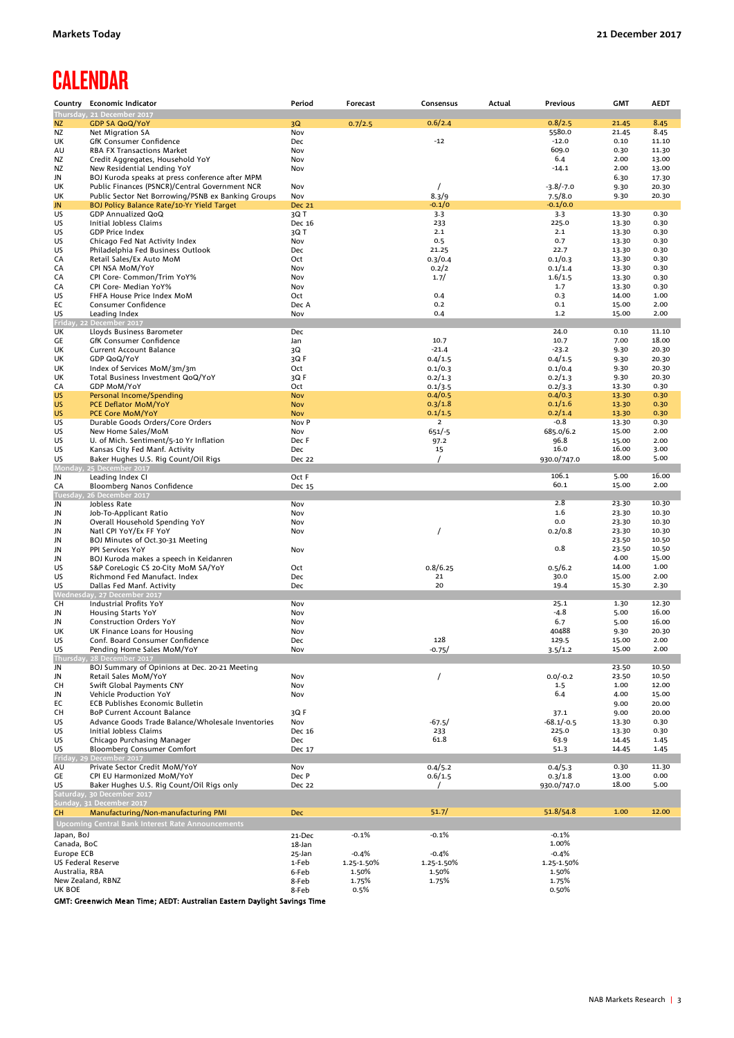# CALENDAR

| Country | Economic Indicator | Period | Forecast | Consensus | Actual | Previous | GMT | AEDT |
|---|---|---|---|---|---|---|---|---|
| **Thursday, 21 December 2017** | | | | | | | | |
| NZ | GDP SA QoQ/YoY | 3Q | 0.7/2.5 | 0.6/2.4 | | 0.8/2.5 | 21.45 | 8.45 |
| NZ | Net Migration SA | Nov | | | | 5580.0 | 21.45 | 8.45 |
| UK | GfK Consumer Confidence | Dec | | -12 | | -12.0 | 0.10 | 11.10 |
| AU | RBA FX Transactions Market | Nov | | | | 609.0 | 0.30 | 11.30 |
| NZ | Credit Aggregates, Household YoY | Nov | | | | 6.4 | 2.00 | 13.00 |
| NZ | New Residential Lending YoY | Nov | | | | -14.1 | 2.00 | 13.00 |
| JN | BOJ Kuroda speaks at press conference after MPM | | | | | | 6.30 | 17.30 |
| UK | Public Finances (PSNCR)/Central Government NCR | Nov | | / | | -3.8/-7.0 | 9.30 | 20.30 |
| UK | Public Sector Net Borrowing/PSNB ex Banking Groups | Nov | | 8.3/9 | | 7.5/8.0 | 9.30 | 20.30 |
| JN | BOJ Policy Balance Rate/10-Yr Yield Target | Dec 21 | | -0.1/0 | | -0.1/0.0 | | |
| US | GDP Annualized QoQ | 3Q T | | 3.3 | | 3.3 | 13.30 | 0.30 |
| US | Initial Jobless Claims | Dec 16 | | 233 | | 225.0 | 13.30 | 0.30 |
| US | GDP Price Index | 3Q T | | 2.1 | | 2.1 | 13.30 | 0.30 |
| US | Chicago Fed Nat Activity Index | Nov | | 0.5 | | 0.7 | 13.30 | 0.30 |
| US | Philadelphia Fed Business Outlook | Dec | | 21.25 | | 22.7 | 13.30 | 0.30 |
| CA | Retail Sales/Ex Auto MoM | Oct | | 0.3/0.4 | | 0.1/0.3 | 13.30 | 0.30 |
| CA | CPI NSA MoM/YoY | Nov | | 0.2/2 | | 0.1/1.4 | 13.30 | 0.30 |
| CA | CPI Core- Common/Trim YoY% | Nov | | 1.7/ | | 1.6/1.5 | 13.30 | 0.30 |
| CA | CPI Core- Median YoY% | Nov | | | | 1.7 | 13.30 | 0.30 |
| US | FHFA House Price Index MoM | Oct | | 0.4 | | 0.3 | 14.00 | 1.00 |
| EC | Consumer Confidence | Dec A | | 0.2 | | 0.1 | 15.00 | 2.00 |
| US | Leading Index | Nov | | 0.4 | | 1.2 | 15.00 | 2.00 |
| **Friday, 22 December 2017** | | | | | | | | |
| UK | Lloyds Business Barometer | Dec | | | | 24.0 | 0.10 | 11.10 |
| GE | GfK Consumer Confidence | Jan | | 10.7 | | 10.7 | 7.00 | 18.00 |
| UK | Current Account Balance | 3Q | | -21.4 | | -23.2 | 9.30 | 20.30 |
| UK | GDP QoQ/YoY | 3Q F | | 0.4/1.5 | | 0.4/1.5 | 9.30 | 20.30 |
| UK | Index of Services MoM/3m/3m | Oct | | 0.1/0.3 | | 0.1/0.4 | 9.30 | 20.30 |
| UK | Total Business Investment QoQ/YoY | 3Q F | | 0.2/1.3 | | 0.2/1.3 | 9.30 | 20.30 |
| CA | GDP MoM/YoY | Oct | | 0.1/3.5 | | 0.2/3.3 | 13.30 | 0.30 |
| US | Personal Income/Spending | Nov | | 0.4/0.5 | | 0.4/0.3 | 13.30 | 0.30 |
| US | PCE Deflator MoM/YoY | Nov | | 0.3/1.8 | | 0.1/1.6 | 13.30 | 0.30 |
| US | PCE Core MoM/YoY | Nov | | 0.1/1.5 | | 0.2/1.4 | 13.30 | 0.30 |
| US | Durable Goods Orders/Core Orders | Nov P | | 2 | | -0.8 | 13.30 | 0.30 |
| US | New Home Sales/MoM | Nov | | 651/-5 | | 685.0/6.2 | 15.00 | 2.00 |
| US | U. of Mich. Sentiment/5-10 Yr Inflation | Dec F | | 97.2 | | 96.8 | 15.00 | 2.00 |
| US | Kansas City Fed Manf. Activity | Dec | | 15 | | 16.0 | 16.00 | 3.00 |
| US | Baker Hughes U.S. Rig Count/Oil Rigs | Dec 22 | | / | | 930.0/747.0 | 18.00 | 5.00 |
| **Monday, 25 December 2017** | | | | | | | | |
| JN | Leading Index CI | Oct F | | | | 106.1 | 5.00 | 16.00 |
| CA | Bloomberg Nanos Confidence | Dec 15 | | | | 60.1 | 15.00 | 2.00 |
| **Tuesday, 26 December 2017** | | | | | | | | |
| JN | Jobless Rate | Nov | | | | 2.8 | 23.30 | 10.30 |
| JN | Job-To-Applicant Ratio | Nov | | | | 1.6 | 23.30 | 10.30 |
| JN | Overall Household Spending YoY | Nov | | | | 0.0 | 23.30 | 10.30 |
| JN | Natl CPI YoY/Ex FF YoY | Nov | | / | | 0.2/0.8 | 23.30 | 10.30 |
| JN | BOJ Minutes of Oct.30-31 Meeting | | | | | | 23.50 | 10.50 |
| JN | PPI Services YoY | Nov | | | | 0.8 | 23.50 | 10.50 |
| JN | BOJ Kuroda makes a speech in Keidanren | | | | | | 4.00 | 15.00 |
| US | S&P CoreLogic CS 20-City MoM SA/YoY | Oct | | 0.8/6.25 | | 0.5/6.2 | 14.00 | 1.00 |
| US | Richmond Fed Manufact. Index | Dec | | 21 | | 30.0 | 15.00 | 2.00 |
| US | Dallas Fed Manf. Activity | Dec | | 20 | | 19.4 | 15.30 | 2.30 |
| **Wednesday, 27 December 2017** | | | | | | | | |
| CH | Industrial Profits YoY | Nov | | | | 25.1 | 1.30 | 12.30 |
| JN | Housing Starts YoY | Nov | | | | -4.8 | 5.00 | 16.00 |
| JN | Construction Orders YoY | Nov | | | | 6.7 | 5.00 | 16.00 |
| UK | UK Finance Loans for Housing | Nov | | | | 40488 | 9.30 | 20.30 |
| US | Conf. Board Consumer Confidence | Dec | | 128 | | 129.5 | 15.00 | 2.00 |
| US | Pending Home Sales MoM/YoY | Nov | | -0.75/ | | 3.5/1.2 | 15.00 | 2.00 |
| **Thursday, 28 December 2017** | | | | | | | | |
| JN | BOJ Summary of Opinions at Dec. 20-21 Meeting | | | | | | 23.50 | 10.50 |
| JN | Retail Sales MoM/YoY | Nov | | / | | 0.0/-0.2 | 23.50 | 10.50 |
| CH | Swift Global Payments CNY | Nov | | | | 1.5 | 1.00 | 12.00 |
| JN | Vehicle Production YoY | Nov | | | | 6.4 | 4.00 | 15.00 |
| EC | ECB Publishes Economic Bulletin | | | | | | 9.00 | 20.00 |
| CH | BoP Current Account Balance | 3Q F | | | | 37.1 | 9.00 | 20.00 |
| US | Advance Goods Trade Balance/Wholesale Inventories | Nov | | -67.5/ | | -68.1/-0.5 | 13.30 | 0.30 |
| US | Initial Jobless Claims | Dec 16 | | 233 | | 225.0 | 13.30 | 0.30 |
| US | Chicago Purchasing Manager | Dec | | 61.8 | | 63.9 | 14.45 | 1.45 |
| US | Bloomberg Consumer Comfort | Dec 17 | | | | 51.3 | 14.45 | 1.45 |
| **Friday, 29 December 2017** | | | | | | | | |
| AU | Private Sector Credit MoM/YoY | Nov | | 0.4/5.2 | | 0.4/5.3 | 0.30 | 11.30 |
| GE | CPI EU Harmonized MoM/YoY | Dec P | | 0.6/1.5 | | 0.3/1.8 | 13.00 | 0.00 |
| US | Baker Hughes U.S. Rig Count/Oil Rigs only | Dec 22 | | / | | 930.0/747.0 | 18.00 | 5.00 |
| **Saturday, 30 December 2017** | | | | | | | | |
| **Sunday, 31 December 2017** | | | | | | | | |
| CH | Manufacturing/Non-manufacturing PMI | Dec | | 51.7/ | | 51.8/54.8 | 1.00 | 12.00 |

**Upcoming Central Bank Interest Rate Announcements**

| Central Bank | Date | Forecast | Consensus | Previous |
|---|---|---|---|---|
| Japan, BoJ | 21-Dec | -0.1% | -0.1% | -0.1% |
| Canada, BoC | 18-Jan | | | 1.00% |
| Europe ECB | 25-Jan | -0.4% | -0.4% | -0.4% |
| US Federal Reserve | 1-Feb | 1.25-1.50% | 1.25-1.50% | 1.25-1.50% |
| Australia, RBA | 6-Feb | 1.50% | 1.50% | 1.50% |
| New Zealand, RBNZ | 8-Feb | 1.75% | 1.75% | 1.75% |
| UK BOE | 8-Feb | 0.5% | | 0.50% |

**GMT: Greenwich Mean Time; AEDT: Australian Eastern Daylight Savings Time**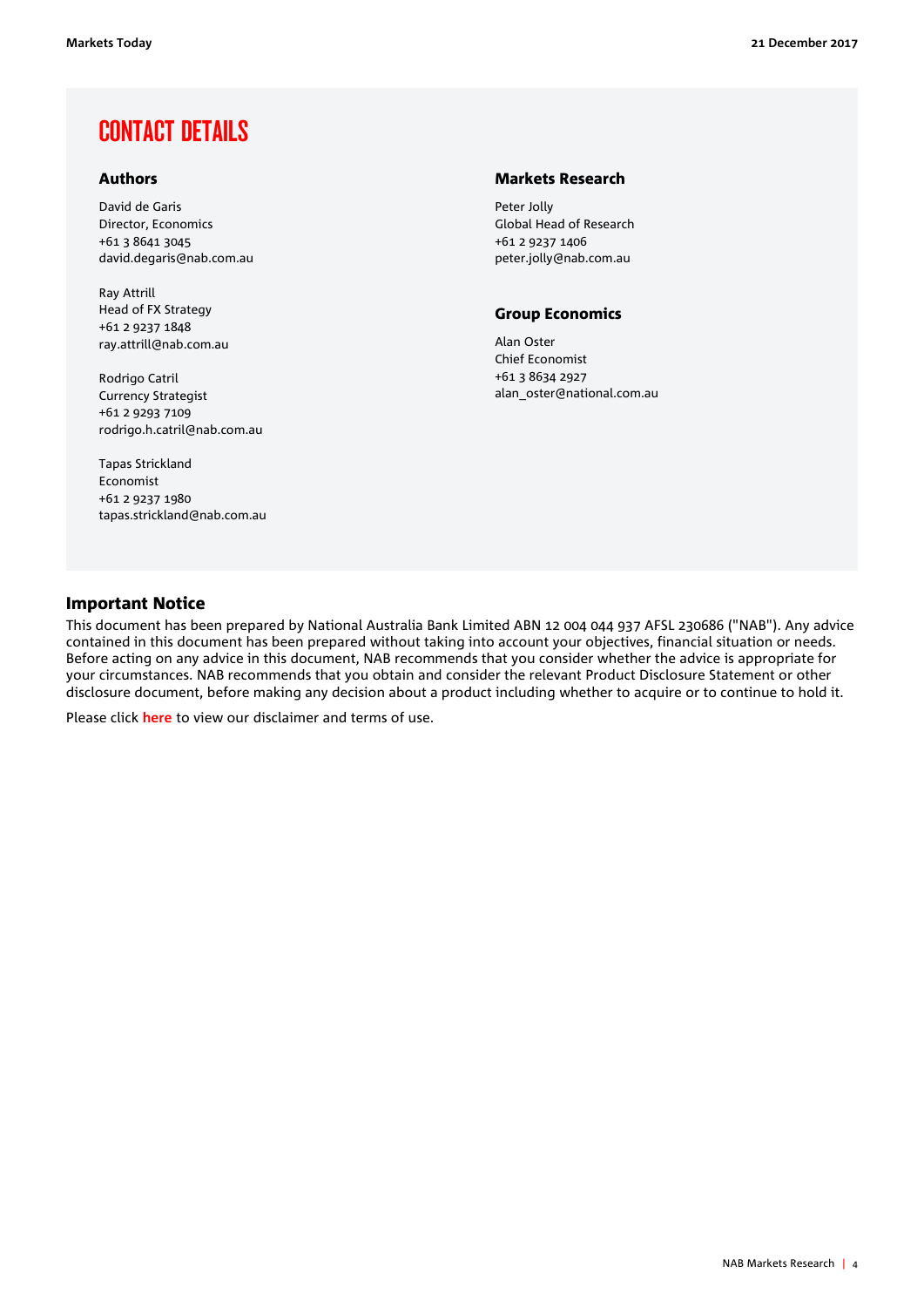# CONTACT DETAILS

### Authors

David de Garis
Director, Economics
+61 3 8641 3045
david.degaris@nab.com.au

Ray Attrill
Head of FX Strategy
+61 2 9237 1848
ray.attrill@nab.com.au

Rodrigo Catril
Currency Strategist
+61 2 9293 7109
rodrigo.h.catril@nab.com.au

Tapas Strickland
Economist
+61 2 9237 1980
tapas.strickland@nab.com.au

### Markets Research

Peter Jolly
Global Head of Research
+61 2 9237 1406
peter.jolly@nab.com.au

### Group Economics

Alan Oster
Chief Economist
+61 3 8634 2927
alan_oster@national.com.au

## Important Notice

This document has been prepared by National Australia Bank Limited ABN 12 004 044 937 AFSL 230686 ("NAB"). Any advice contained in this document has been prepared without taking into account your objectives, financial situation or needs. Before acting on any advice in this document, NAB recommends that you consider whether the advice is appropriate for your circumstances. NAB recommends that you obtain and consider the relevant Product Disclosure Statement or other disclosure document, before making any decision about a product including whether to acquire or to continue to hold it.

Please click **here** to view our disclaimer and terms of use.